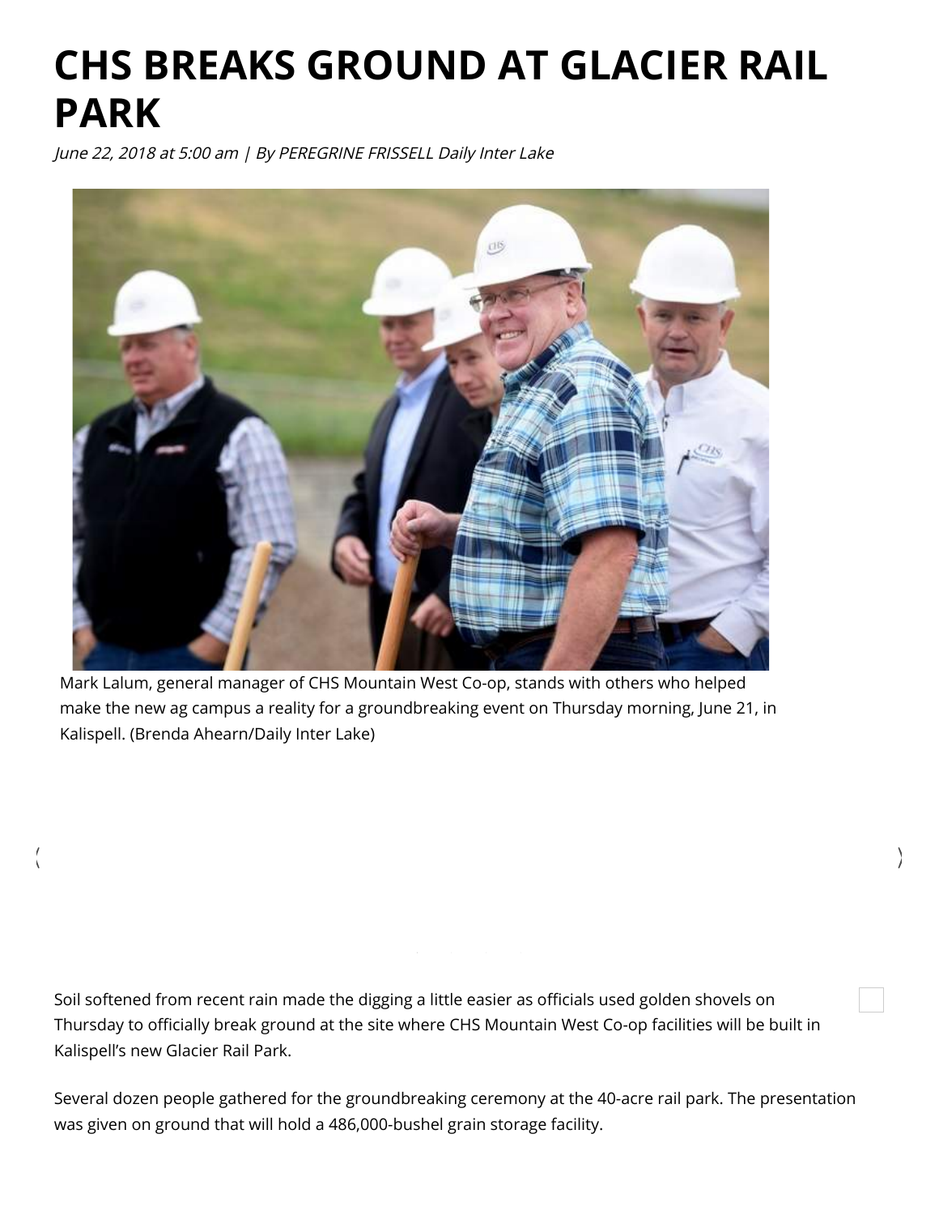# CHS BREAKS GROUND AT GLACIER RAIL PARK

*June 22, 2018 at 5:00 am | By PEREGRINE FRISSELL Daily Inter Lake*

Mark Lalum, general manager of CHS Mountain West Co-op, stands with others who helped make the new ag campus a reality for a groundbreaking event on Thursday morning, June 21, in Kalispell. (Brenda Ahearn/Daily Inter Lake)

Soil softened from recent rain made the digging a little easier as officials used golden shovels on Thursday to officially break ground at the site where CHS Mountain West Co-op facilities will be built in Kalispell's new Glacier Rail Park.

Several dozen people gathered for the groundbreaking ceremony at the 40-acre rail park. The presentation was given on ground that will hold a 486,000-bushel grain storage facility.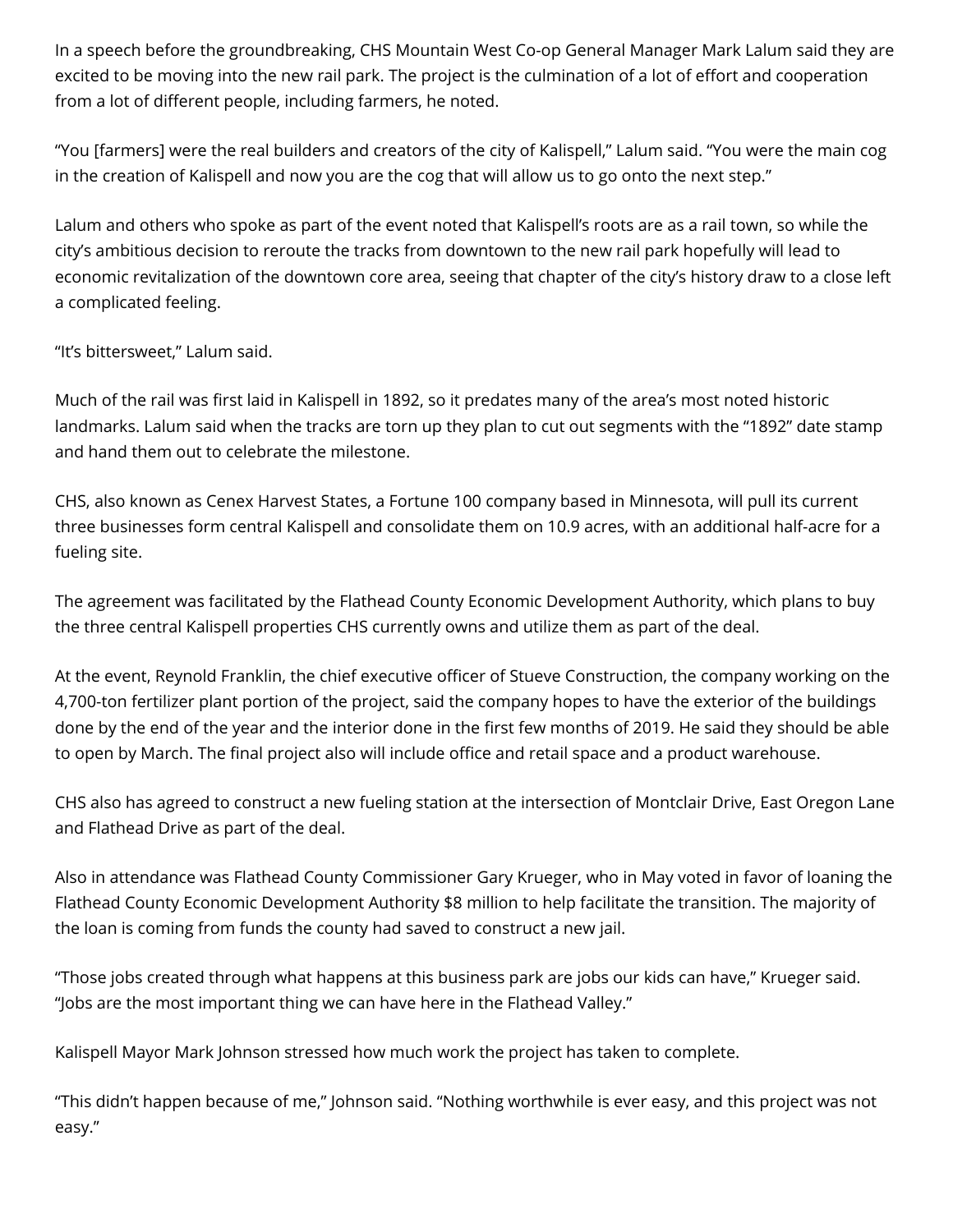In a speech before the groundbreaking, CHS Mountain West Co-op General Manager Mark Lalum said they are excited to be moving into the new rail park. The project is the culmination of a lot of effort and cooperation from a lot of different people, including farmers, he noted.

"You [farmers] were the real builders and creators of the city of Kalispell," Lalum said. "You were the main cog in the creation of Kalispell and now you are the cog that will allow us to go onto the next step."

Lalum and others who spoke as part of the event noted that Kalispell's roots are as a rail town, so while the city's ambitious decision to reroute the tracks from downtown to the new rail park hopefully will lead to economic revitalization of the downtown core area, seeing that chapter of the city's history draw to a close left a complicated feeling.

"It's bittersweet," Lalum said.

Much of the rail was first laid in Kalispell in 1892, so it predates many of the area's most noted historic landmarks. Lalum said when the tracks are torn up they plan to cut out segments with the "1892" date stamp and hand them out to celebrate the milestone.

CHS, also known as Cenex Harvest States, a Fortune 100 company based in Minnesota, will pull its current three businesses form central Kalispell and consolidate them on 10.9 acres, with an additional half-acre for a fueling site.

The agreement was facilitated by the Flathead County Economic Development Authority, which plans to buy the three central Kalispell properties CHS currently owns and utilize them as part of the deal.

At the event, Reynold Franklin, the chief executive officer of Stueve Construction, the company working on the 4,700-ton fertilizer plant portion of the project, said the company hopes to have the exterior of the buildings done by the end of the year and the interior done in the first few months of 2019. He said they should be able to open by March. The final project also will include office and retail space and a product warehouse.

CHS also has agreed to construct a new fueling station at the intersection of Montclair Drive, East Oregon Lane and Flathead Drive as part of the deal.

Also in attendance was Flathead County Commissioner Gary Krueger, who in May voted in favor of loaning the Flathead County Economic Development Authority $8 million to help facilitate the transition. The majority of the loan is coming from funds the county had saved to construct a new jail.

"Those jobs created through what happens at this business park are jobs our kids can have," Krueger said. "Jobs are the most important thing we can have here in the Flathead Valley."

Kalispell Mayor Mark Johnson stressed how much work the project has taken to complete.

"This didn't happen because of me," Johnson said. "Nothing worthwhile is ever easy, and this project was not easy."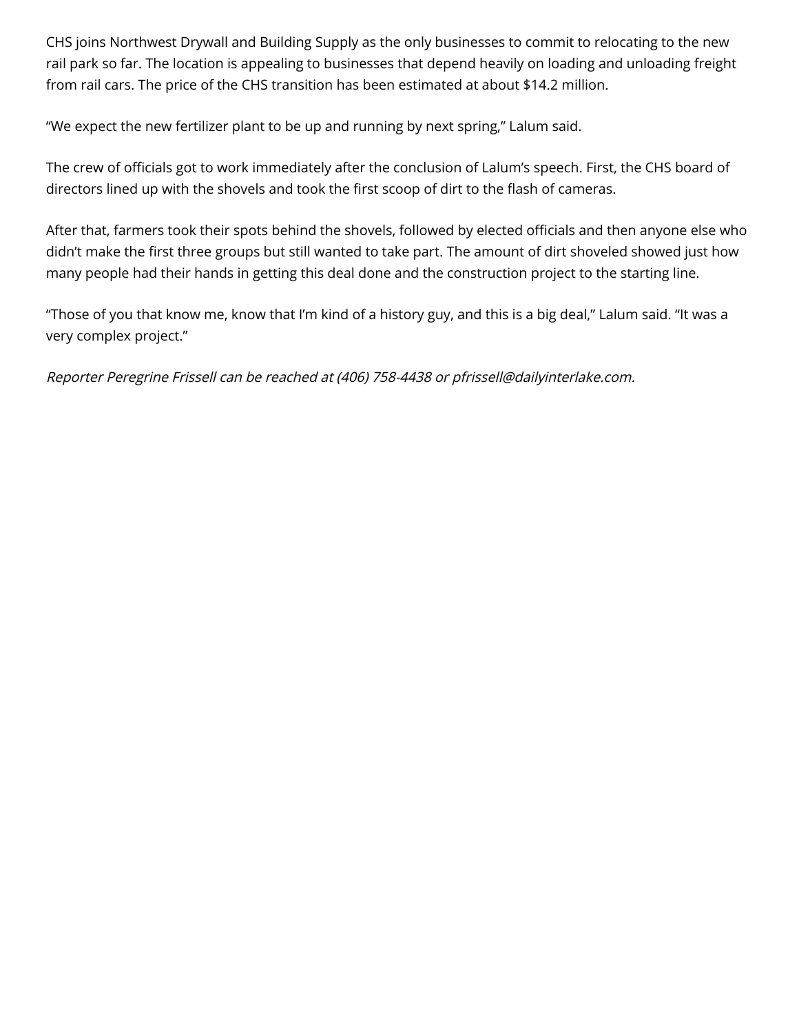CHS joins Northwest Drywall and Building Supply as the only businesses to commit to relocating to the new rail park so far. The location is appealing to businesses that depend heavily on loading and unloading freight from rail cars. The price of the CHS transition has been estimated at about $14.2 million.

"We expect the new fertilizer plant to be up and running by next spring," Lalum said.

The crew of officials got to work immediately after the conclusion of Lalum's speech. First, the CHS board of directors lined up with the shovels and took the first scoop of dirt to the flash of cameras.

After that, farmers took their spots behind the shovels, followed by elected officials and then anyone else who didn't make the first three groups but still wanted to take part. The amount of dirt shoveled showed just how many people had their hands in getting this deal done and the construction project to the starting line.

"Those of you that know me, know that I'm kind of a history guy, and this is a big deal," Lalum said. "It was a very complex project."

*Reporter Peregrine Frissell can be reached at (406) 758-4438 or pfrissell@dailyinterlake.com.*